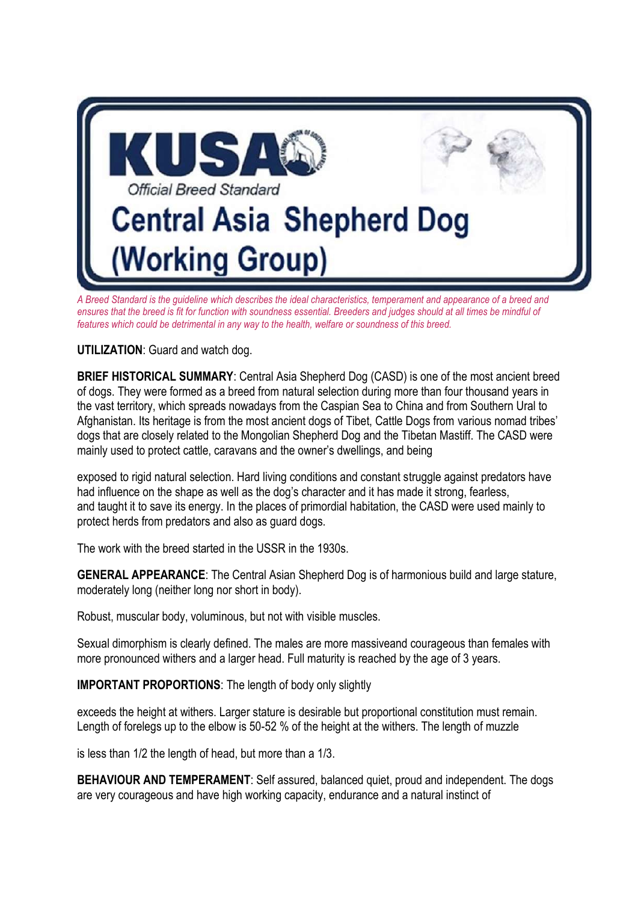# KUSA

*Official Breed Standard*

# Central Asia Shepherd Dog (Working Group)

*A Breed Standard is the guideline which describes the ideal characteristics, temperament and appearance of a breed and ensures that the breed is fit for function with soundness essential. Breeders and judges should at all times be mindful of features which could be detrimental in any way to the health, welfare or soundness of this breed.*

**UTILIZATION**: Guard and watch dog.

**BRIEF HISTORICAL SUMMARY**: Central Asia Shepherd Dog (CASD) is one of the most ancient breed of dogs. They were formed as a breed from natural selection during more than four thousand years in the vast territory, which spreads nowadays from the Caspian Sea to China and from Southern Ural to Afghanistan. Its heritage is from the most ancient dogs of Tibet, Cattle Dogs from various nomad tribes' dogs that are closely related to the Mongolian Shepherd Dog and the Tibetan Mastiff. The CASD were mainly used to protect cattle, caravans and the owner's dwellings, and being

exposed to rigid natural selection. Hard living conditions and constant struggle against predators have had influence on the shape as well as the dog's character and it has made it strong, fearless, and taught it to save its energy. In the places of primordial habitation, the CASD were used mainly to protect herds from predators and also as guard dogs.

The work with the breed started in the USSR in the 1930s.

**GENERAL APPEARANCE**: The Central Asian Shepherd Dog is of harmonious build and large stature, moderately long (neither long nor short in body).

Robust, muscular body, voluminous, but not with visible muscles.

Sexual dimorphism is clearly defined. The males are more massiveand courageous than females with more pronounced withers and a larger head. Full maturity is reached by the age of 3 years.

**IMPORTANT PROPORTIONS**: The length of body only slightly

exceeds the height at withers. Larger stature is desirable but proportional constitution must remain. Length of forelegs up to the elbow is 50-52 % of the height at the withers. The length of muzzle

is less than 1/2 the length of head, but more than a 1/3.

**BEHAVIOUR AND TEMPERAMENT**: Self assured, balanced quiet, proud and independent. The dogs are very courageous and have high working capacity, endurance and a natural instinct of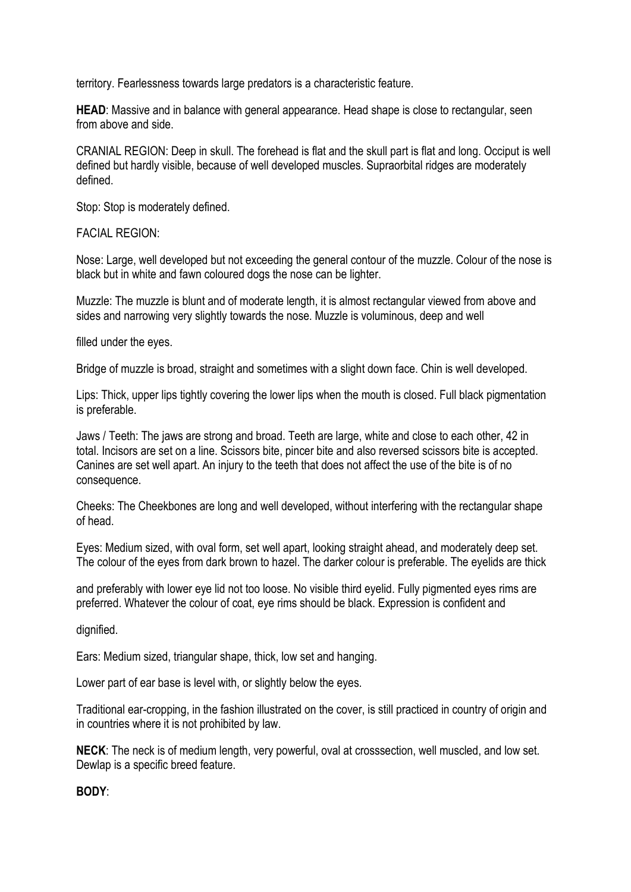territory. Fearlessness towards large predators is a characteristic feature.

**HEAD**: Massive and in balance with general appearance. Head shape is close to rectangular, seen from above and side.

CRANIAL REGION: Deep in skull. The forehead is flat and the skull part is flat and long. Occiput is well defined but hardly visible, because of well developed muscles. Supraorbital ridges are moderately defined.

Stop: Stop is moderately defined.

FACIAL REGION:

Nose: Large, well developed but not exceeding the general contour of the muzzle. Colour of the nose is black but in white and fawn coloured dogs the nose can be lighter.

Muzzle: The muzzle is blunt and of moderate length, it is almost rectangular viewed from above and sides and narrowing very slightly towards the nose. Muzzle is voluminous, deep and well filled under the eyes.

Bridge of muzzle is broad, straight and sometimes with a slight down face. Chin is well developed.

Lips: Thick, upper lips tightly covering the lower lips when the mouth is closed. Full black pigmentation is preferable.

Jaws / Teeth: The jaws are strong and broad. Teeth are large, white and close to each other, 42 in total. Incisors are set on a line. Scissors bite, pincer bite and also reversed scissors bite is accepted. Canines are set well apart. An injury to the teeth that does not affect the use of the bite is of no consequence.

Cheeks: The Cheekbones are long and well developed, without interfering with the rectangular shape of head.

Eyes: Medium sized, with oval form, set well apart, looking straight ahead, and moderately deep set. The colour of the eyes from dark brown to hazel. The darker colour is preferable. The eyelids are thick and preferably with lower eye lid not too loose. No visible third eyelid. Fully pigmented eyes rims are preferred. Whatever the colour of coat, eye rims should be black. Expression is confident and dignified.

Ears: Medium sized, triangular shape, thick, low set and hanging.

Lower part of ear base is level with, or slightly below the eyes.

Traditional ear-cropping, in the fashion illustrated on the cover, is still practiced in country of origin and in countries where it is not prohibited by law.

**NECK**: The neck is of medium length, very powerful, oval at crosssection, well muscled, and low set. Dewlap is a specific breed feature.

**BODY**: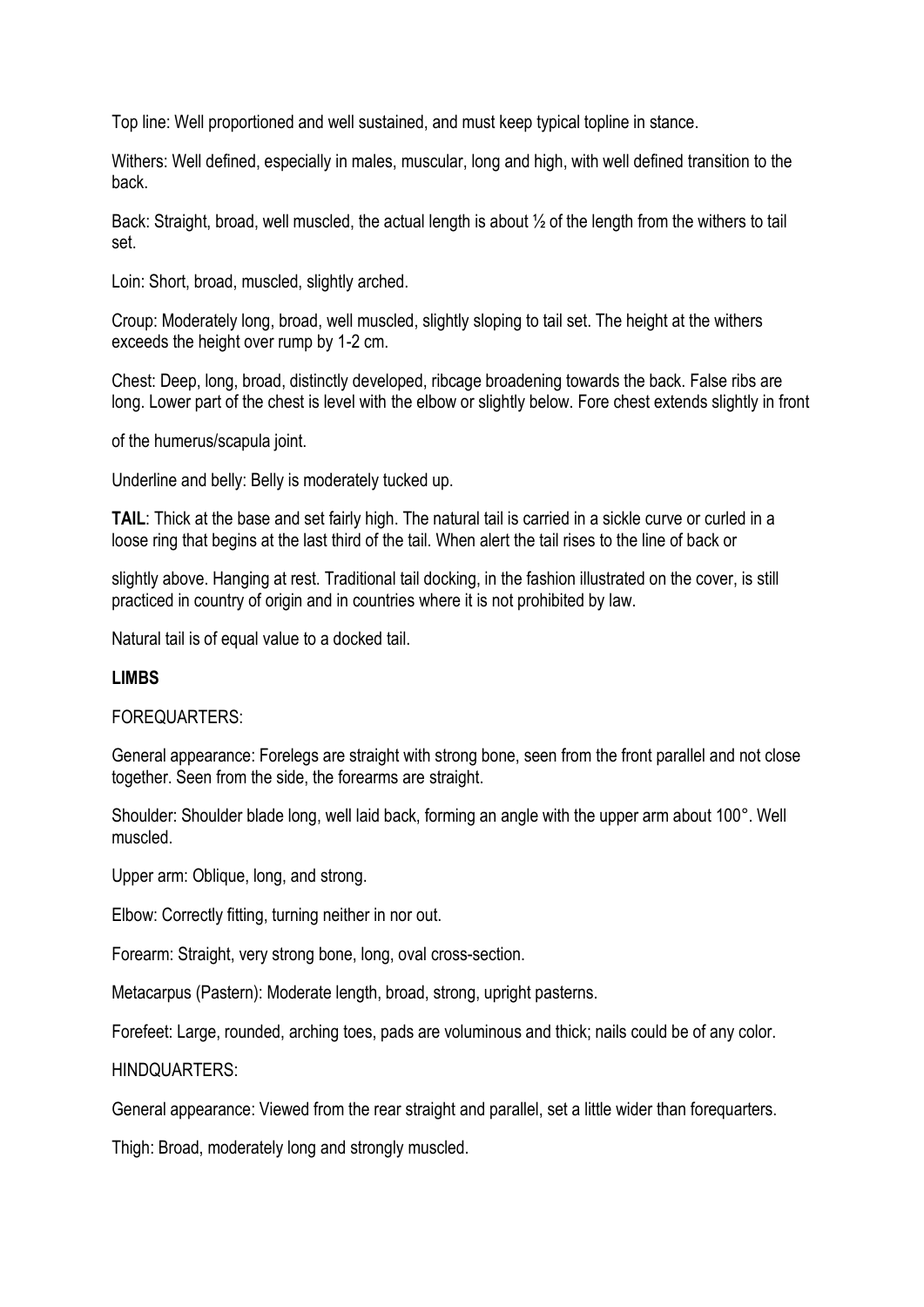Top line: Well proportioned and well sustained, and must keep typical topline in stance.

Withers: Well defined, especially in males, muscular, long and high, with well defined transition to the back.

Back: Straight, broad, well muscled, the actual length is about ½ of the length from the withers to tail set.

Loin: Short, broad, muscled, slightly arched.

Croup: Moderately long, broad, well muscled, slightly sloping to tail set. The height at the withers exceeds the height over rump by 1-2 cm.

Chest: Deep, long, broad, distinctly developed, ribcage broadening towards the back. False ribs are long. Lower part of the chest is level with the elbow or slightly below. Fore chest extends slightly in front of the humerus/scapula joint.

Underline and belly: Belly is moderately tucked up.

**TAIL**: Thick at the base and set fairly high. The natural tail is carried in a sickle curve or curled in a loose ring that begins at the last third of the tail. When alert the tail rises to the line of back or slightly above. Hanging at rest. Traditional tail docking, in the fashion illustrated on the cover, is still practiced in country of origin and in countries where it is not prohibited by law.

Natural tail is of equal value to a docked tail.

**LIMBS**

FOREQUARTERS:

General appearance: Forelegs are straight with strong bone, seen from the front parallel and not close together. Seen from the side, the forearms are straight.

Shoulder: Shoulder blade long, well laid back, forming an angle with the upper arm about 100°. Well muscled.

Upper arm: Oblique, long, and strong.

Elbow: Correctly fitting, turning neither in nor out.

Forearm: Straight, very strong bone, long, oval cross-section.

Metacarpus (Pastern): Moderate length, broad, strong, upright pasterns.

Forefeet: Large, rounded, arching toes, pads are voluminous and thick; nails could be of any color.

HINDQUARTERS:

General appearance: Viewed from the rear straight and parallel, set a little wider than forequarters.

Thigh: Broad, moderately long and strongly muscled.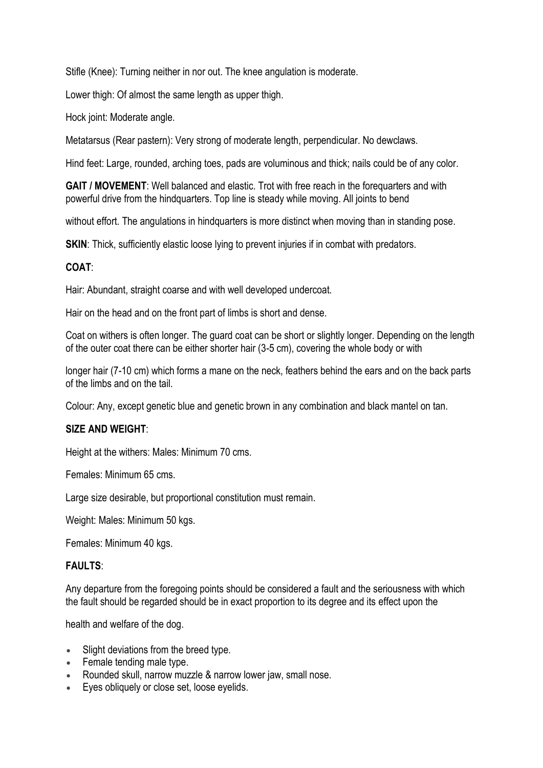Stifle (Knee): Turning neither in nor out. The knee angulation is moderate.

Lower thigh: Of almost the same length as upper thigh.

Hock joint: Moderate angle.

Metatarsus (Rear pastern): Very strong of moderate length, perpendicular. No dewclaws.

Hind feet: Large, rounded, arching toes, pads are voluminous and thick; nails could be of any color.

**GAIT / MOVEMENT**: Well balanced and elastic. Trot with free reach in the forequarters and with powerful drive from the hindquarters. Top line is steady while moving. All joints to bend without effort. The angulations in hindquarters is more distinct when moving than in standing pose.

**SKIN**: Thick, sufficiently elastic loose lying to prevent injuries if in combat with predators.

**COAT**:

Hair: Abundant, straight coarse and with well developed undercoat.

Hair on the head and on the front part of limbs is short and dense.

Coat on withers is often longer. The guard coat can be short or slightly longer. Depending on the length of the outer coat there can be either shorter hair (3-5 cm), covering the whole body or with longer hair (7-10 cm) which forms a mane on the neck, feathers behind the ears and on the back parts of the limbs and on the tail.

Colour: Any, except genetic blue and genetic brown in any combination and black mantel on tan.

**SIZE AND WEIGHT**:

Height at the withers: Males: Minimum 70 cms.

Females: Minimum 65 cms.

Large size desirable, but proportional constitution must remain.

Weight: Males: Minimum 50 kgs.

Females: Minimum 40 kgs.

**FAULTS**:

Any departure from the foregoing points should be considered a fault and the seriousness with which the fault should be regarded should be in exact proportion to its degree and its effect upon the health and welfare of the dog.

- Slight deviations from the breed type.
- Female tending male type.
- Rounded skull, narrow muzzle & narrow lower jaw, small nose.
- Eyes obliquely or close set, loose eyelids.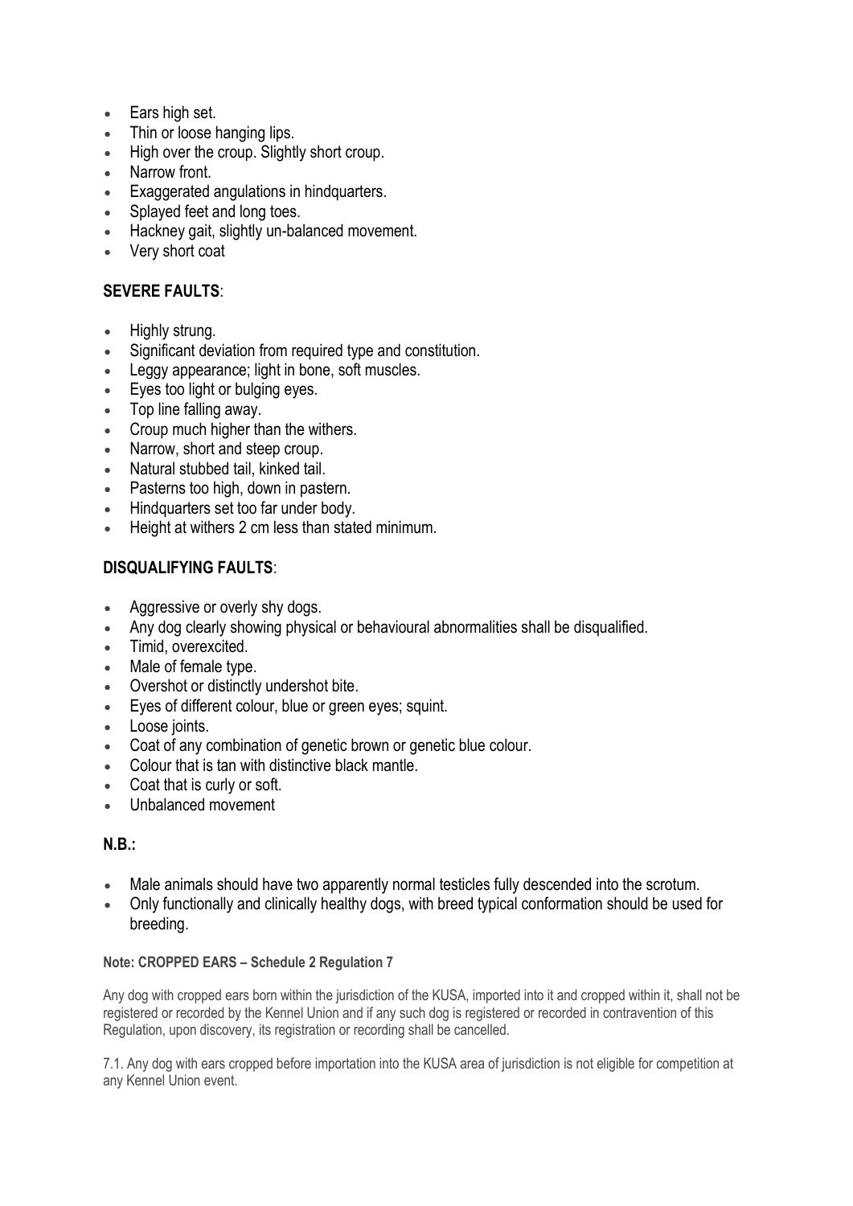- Ears high set.
- Thin or loose hanging lips.
- High over the croup. Slightly short croup.
- Narrow front.
- Exaggerated angulations in hindquarters.
- Splayed feet and long toes.
- Hackney gait, slightly un-balanced movement.
- Very short coat

## SEVERE FAULTS:

- Highly strung.
- Significant deviation from required type and constitution.
- Leggy appearance; light in bone, soft muscles.
- Eyes too light or bulging eyes.
- Top line falling away.
- Croup much higher than the withers.
- Narrow, short and steep croup.
- Natural stubbed tail, kinked tail.
- Pasterns too high, down in pastern.
- Hindquarters set too far under body.
- Height at withers 2 cm less than stated minimum.

## DISQUALIFYING FAULTS:

- Aggressive or overly shy dogs.
- Any dog clearly showing physical or behavioural abnormalities shall be disqualified.
- Timid, overexcited.
- Male of female type.
- Overshot or distinctly undershot bite.
- Eyes of different colour, blue or green eyes; squint.
- Loose joints.
- Coat of any combination of genetic brown or genetic blue colour.
- Colour that is tan with distinctive black mantle.
- Coat that is curly or soft.
- Unbalanced movement

## N.B.:

- Male animals should have two apparently normal testicles fully descended into the scrotum.
- Only functionally and clinically healthy dogs, with breed typical conformation should be used for breeding.

**Note: CROPPED EARS – Schedule 2 Regulation 7**

Any dog with cropped ears born within the jurisdiction of the KUSA, imported into it and cropped within it, shall not be registered or recorded by the Kennel Union and if any such dog is registered or recorded in contravention of this Regulation, upon discovery, its registration or recording shall be cancelled.

7.1. Any dog with ears cropped before importation into the KUSA area of jurisdiction is not eligible for competition at any Kennel Union event.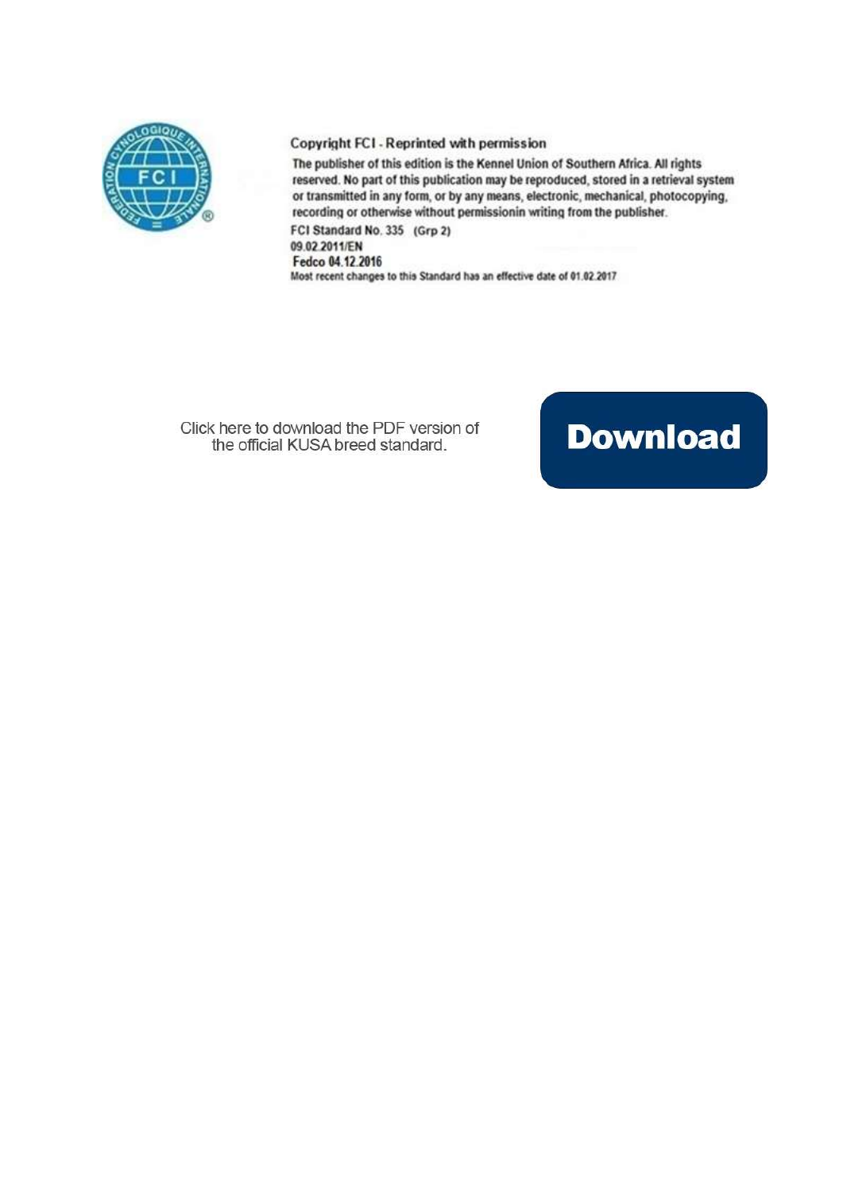**Copyright FCI - Reprinted with permission**

**The publisher of this edition is the Kennel Union of Southern Africa. All rights reserved. No part of this publication may be reproduced, stored in a retrieval system or transmitted in any form, or by any means, electronic, mechanical, photocopying, recording or otherwise without permissionin writing from the publisher.**

**FCI Standard No. 335 (Grp 2)**

**09.02.2011/EN**

**Fedco 04.12.2016**

**Most recent changes to this Standard has an effective date of 01.02.2017**

Click here to download the PDF version of the official KUSA breed standard.

**Download**